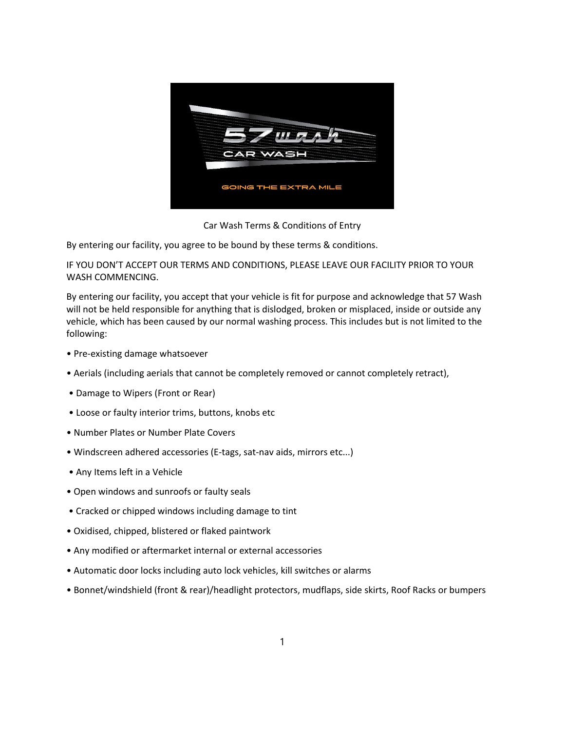57 wash

CAR WASH

GOING THE EXTRA MILE

# Car Wash Terms & Conditions of Entry

By entering our facility, you agree to be bound by these terms & conditions.

IF YOU DON'T ACCEPT OUR TERMS AND CONDITIONS, PLEASE LEAVE OUR FACILITY PRIOR TO YOUR WASH COMMENCING.

By entering our facility, you accept that your vehicle is fit for purpose and acknowledge that 57 Wash will not be held responsible for anything that is dislodged, broken or misplaced, inside or outside any vehicle, which has been caused by our normal washing process. This includes but is not limited to the following:

- Pre-existing damage whatsoever
- Aerials (including aerials that cannot be completely removed or cannot completely retract),
- Damage to Wipers (Front or Rear)
- Loose or faulty interior trims, buttons, knobs etc
- Number Plates or Number Plate Covers
- Windscreen adhered accessories (E-tags, sat-nav aids, mirrors etc...)
- Any Items left in a Vehicle
- Open windows and sunroofs or faulty seals
- Cracked or chipped windows including damage to tint
- Oxidised, chipped, blistered or flaked paintwork
- Any modified or aftermarket internal or external accessories
- Automatic door locks including auto lock vehicles, kill switches or alarms
- Bonnet/windshield (front & rear)/headlight protectors, mudflaps, side skirts, Roof Racks or bumpers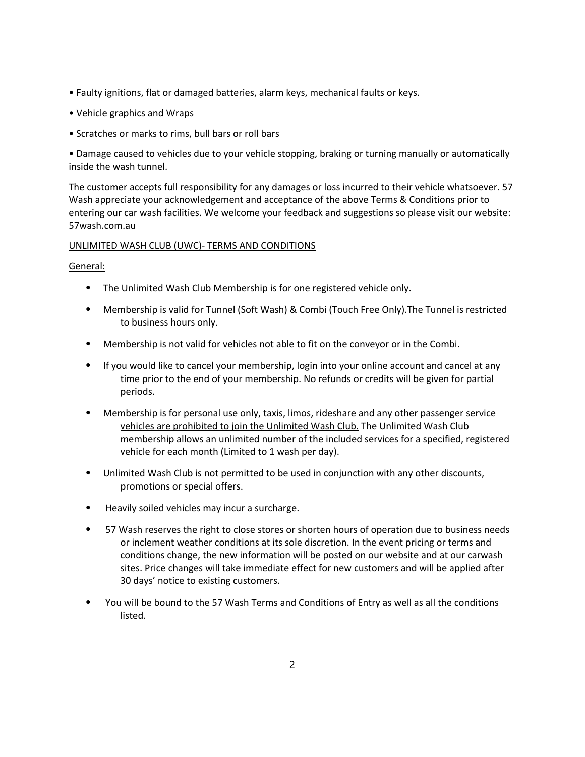- Faulty ignitions, flat or damaged batteries, alarm keys, mechanical faults or keys.
- Vehicle graphics and Wraps
- Scratches or marks to rims, bull bars or roll bars
- Damage caused to vehicles due to your vehicle stopping, braking or turning manually or automatically inside the wash tunnel.

The customer accepts full responsibility for any damages or loss incurred to their vehicle whatsoever. 57 Wash appreciate your acknowledgement and acceptance of the above Terms & Conditions prior to entering our car wash facilities. We welcome your feedback and suggestions so please visit our website: 57wash.com.au

<u>UNLIMITED WASH CLUB (UWC)- TERMS AND CONDITIONS</u>

<u>General:</u>

- The Unlimited Wash Club Membership is for one registered vehicle only.
- Membership is valid for Tunnel (Soft Wash) & Combi (Touch Free Only).The Tunnel is restricted to business hours only.
- Membership is not valid for vehicles not able to fit on the conveyor or in the Combi.
- If you would like to cancel your membership, login into your online account and cancel at any time prior to the end of your membership. No refunds or credits will be given for partial periods.
- <u>Membership is for personal use only, taxis, limos, rideshare and any other passenger service vehicles are prohibited to join the Unlimited Wash Club.</u> The Unlimited Wash Club membership allows an unlimited number of the included services for a specified, registered vehicle for each month (Limited to 1 wash per day).
- Unlimited Wash Club is not permitted to be used in conjunction with any other discounts, promotions or special offers.
- Heavily soiled vehicles may incur a surcharge.
- 57 Wash reserves the right to close stores or shorten hours of operation due to business needs or inclement weather conditions at its sole discretion. In the event pricing or terms and conditions change, the new information will be posted on our website and at our carwash sites. Price changes will take immediate effect for new customers and will be applied after 30 days' notice to existing customers.
- You will be bound to the 57 Wash Terms and Conditions of Entry as well as all the conditions listed.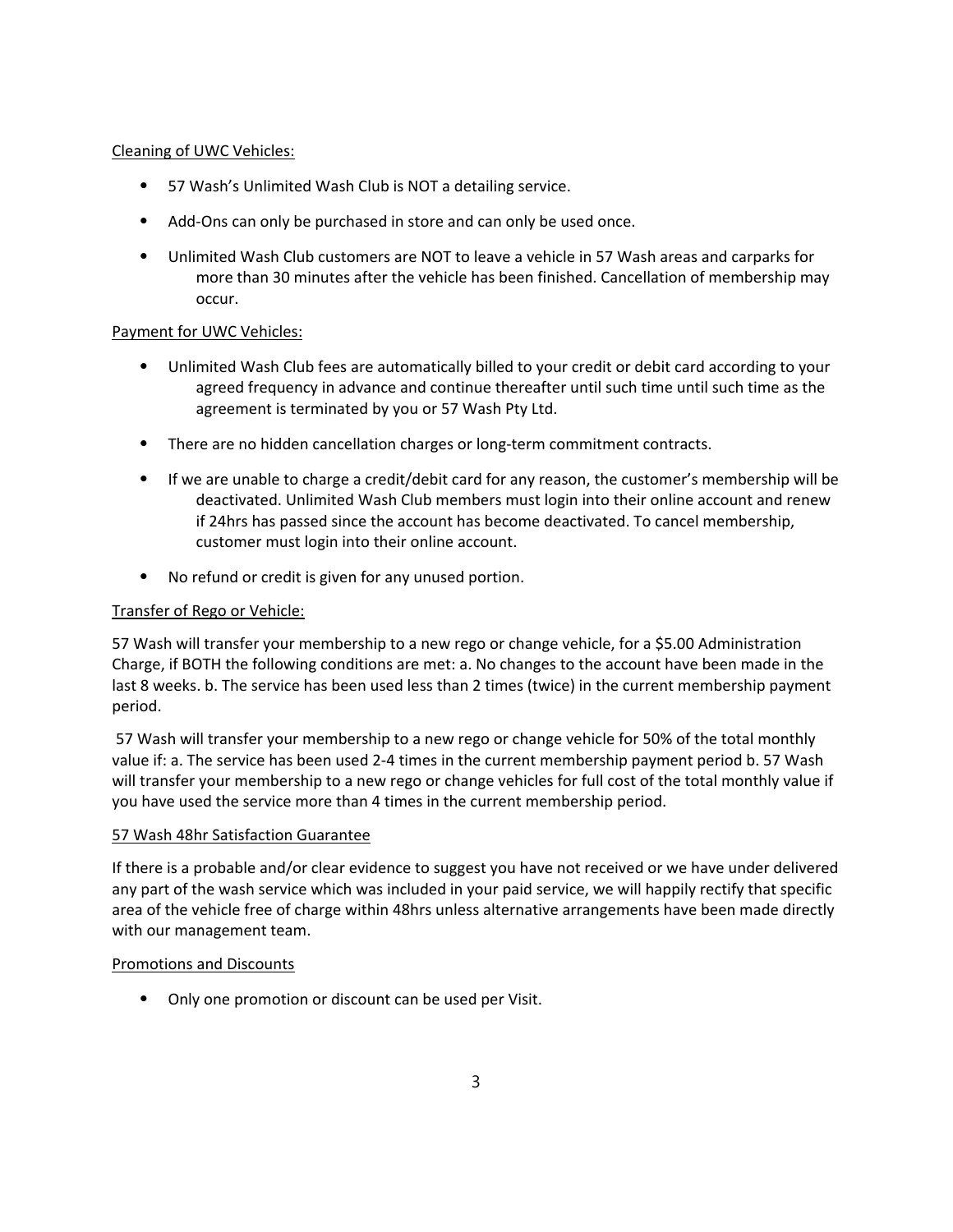<u>Cleaning of UWC Vehicles:</u>

- 57 Wash's Unlimited Wash Club is NOT a detailing service.
- Add-Ons can only be purchased in store and can only be used once.
- Unlimited Wash Club customers are NOT to leave a vehicle in 57 Wash areas and carparks for more than 30 minutes after the vehicle has been finished. Cancellation of membership may occur.

<u>Payment for UWC Vehicles:</u>

- Unlimited Wash Club fees are automatically billed to your credit or debit card according to your agreed frequency in advance and continue thereafter until such time until such time as the agreement is terminated by you or 57 Wash Pty Ltd.
- There are no hidden cancellation charges or long-term commitment contracts.
- If we are unable to charge a credit/debit card for any reason, the customer's membership will be deactivated. Unlimited Wash Club members must login into their online account and renew if 24hrs has passed since the account has become deactivated. To cancel membership, customer must login into their online account.
- No refund or credit is given for any unused portion.

<u>Transfer of Rego or Vehicle:</u>

57 Wash will transfer your membership to a new rego or change vehicle, for a $5.00 Administration Charge, if BOTH the following conditions are met: a. No changes to the account have been made in the last 8 weeks. b. The service has been used less than 2 times (twice) in the current membership payment period.

57 Wash will transfer your membership to a new rego or change vehicle for 50% of the total monthly value if: a. The service has been used 2-4 times in the current membership payment period b. 57 Wash will transfer your membership to a new rego or change vehicles for full cost of the total monthly value if you have used the service more than 4 times in the current membership period.

<u>57 Wash 48hr Satisfaction Guarantee</u>

If there is a probable and/or clear evidence to suggest you have not received or we have under delivered any part of the wash service which was included in your paid service, we will happily rectify that specific area of the vehicle free of charge within 48hrs unless alternative arrangements have been made directly with our management team.

<u>Promotions and Discounts</u>

- Only one promotion or discount can be used per Visit.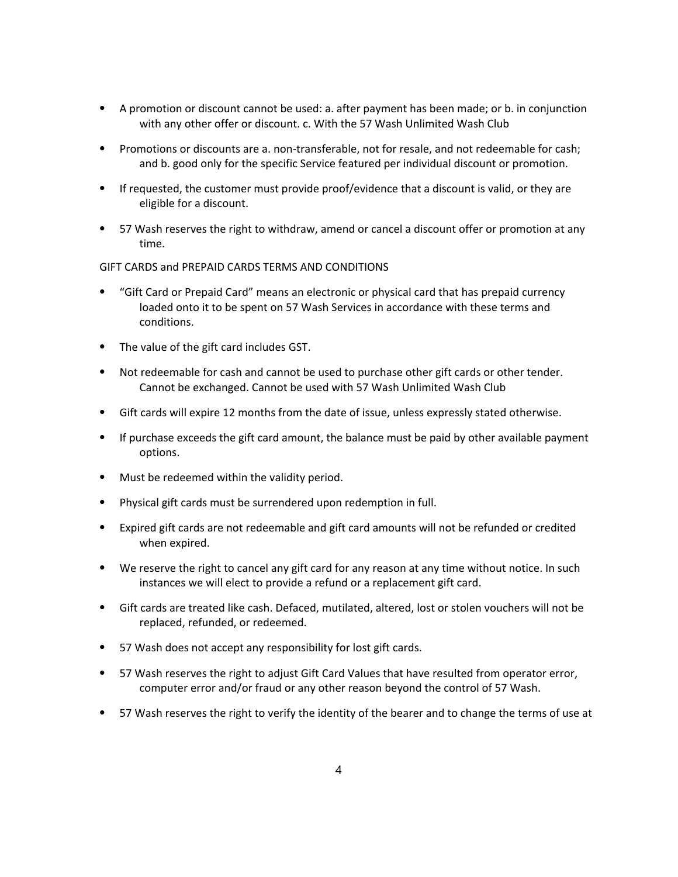- A promotion or discount cannot be used: a. after payment has been made; or b. in conjunction with any other offer or discount. c. With the 57 Wash Unlimited Wash Club
- Promotions or discounts are a. non-transferable, not for resale, and not redeemable for cash; and b. good only for the specific Service featured per individual discount or promotion.
- If requested, the customer must provide proof/evidence that a discount is valid, or they are eligible for a discount.
- 57 Wash reserves the right to withdraw, amend or cancel a discount offer or promotion at any time.

GIFT CARDS and PREPAID CARDS TERMS AND CONDITIONS

- "Gift Card or Prepaid Card" means an electronic or physical card that has prepaid currency loaded onto it to be spent on 57 Wash Services in accordance with these terms and conditions.
- The value of the gift card includes GST.
- Not redeemable for cash and cannot be used to purchase other gift cards or other tender. Cannot be exchanged. Cannot be used with 57 Wash Unlimited Wash Club
- Gift cards will expire 12 months from the date of issue, unless expressly stated otherwise.
- If purchase exceeds the gift card amount, the balance must be paid by other available payment options.
- Must be redeemed within the validity period.
- Physical gift cards must be surrendered upon redemption in full.
- Expired gift cards are not redeemable and gift card amounts will not be refunded or credited when expired.
- We reserve the right to cancel any gift card for any reason at any time without notice. In such instances we will elect to provide a refund or a replacement gift card.
- Gift cards are treated like cash. Defaced, mutilated, altered, lost or stolen vouchers will not be replaced, refunded, or redeemed.
- 57 Wash does not accept any responsibility for lost gift cards.
- 57 Wash reserves the right to adjust Gift Card Values that have resulted from operator error, computer error and/or fraud or any other reason beyond the control of 57 Wash.
- 57 Wash reserves the right to verify the identity of the bearer and to change the terms of use at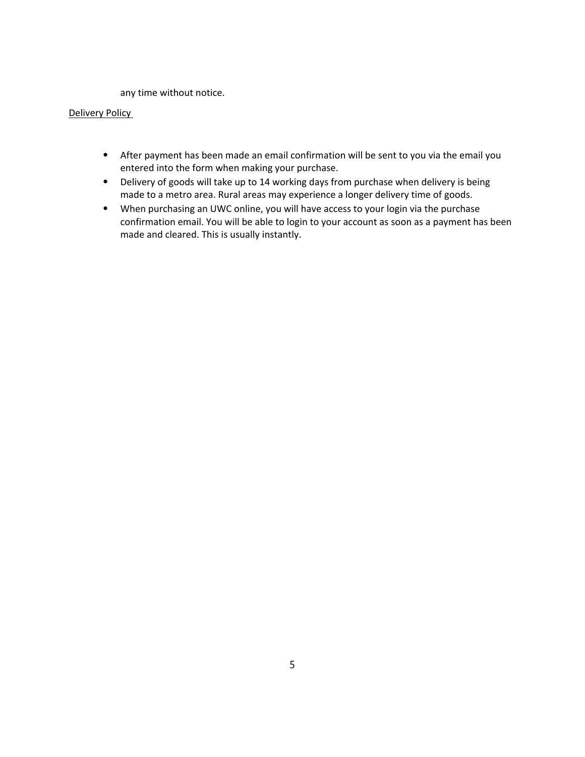any time without notice.

Delivery Policy

- After payment has been made an email confirmation will be sent to you via the email you entered into the form when making your purchase.
- Delivery of goods will take up to 14 working days from purchase when delivery is being made to a metro area. Rural areas may experience a longer delivery time of goods.
- When purchasing an UWC online, you will have access to your login via the purchase confirmation email. You will be able to login to your account as soon as a payment has been made and cleared. This is usually instantly.